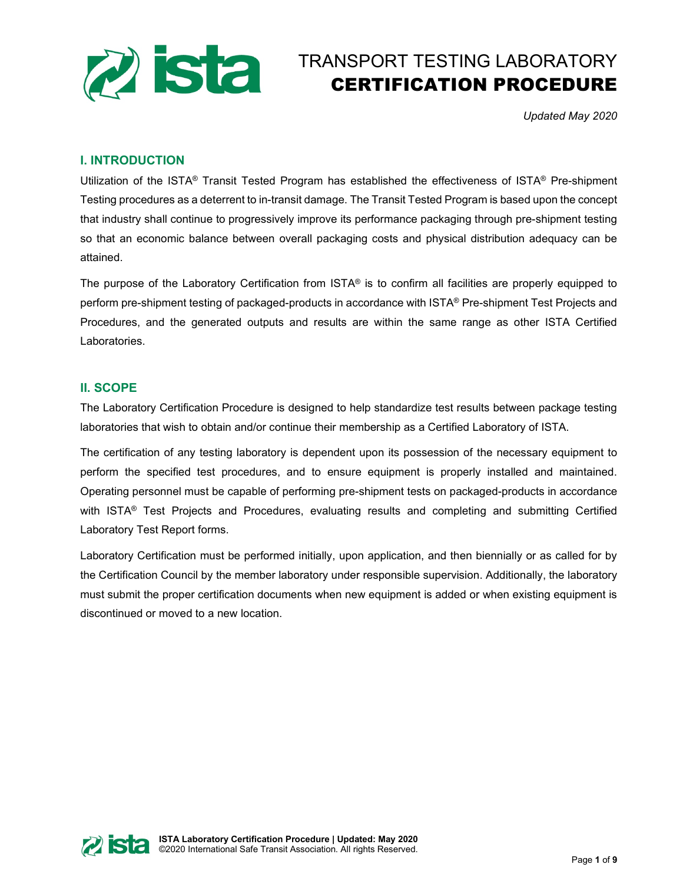# TRANSPORT TESTING LABORATORY
# CERTIFICATION PROCEDURE

*Updated May 2020*

## I. INTRODUCTION

Utilization of the ISTA® Transit Tested Program has established the effectiveness of ISTA® Pre-shipment Testing procedures as a deterrent to in-transit damage. The Transit Tested Program is based upon the concept that industry shall continue to progressively improve its performance packaging through pre-shipment testing so that an economic balance between overall packaging costs and physical distribution adequacy can be attained.

The purpose of the Laboratory Certification from ISTA® is to confirm all facilities are properly equipped to perform pre-shipment testing of packaged-products in accordance with ISTA® Pre-shipment Test Projects and Procedures, and the generated outputs and results are within the same range as other ISTA Certified Laboratories.

## II. SCOPE

The Laboratory Certification Procedure is designed to help standardize test results between package testing laboratories that wish to obtain and/or continue their membership as a Certified Laboratory of ISTA.

The certification of any testing laboratory is dependent upon its possession of the necessary equipment to perform the specified test procedures, and to ensure equipment is properly installed and maintained. Operating personnel must be capable of performing pre-shipment tests on packaged-products in accordance with ISTA® Test Projects and Procedures, evaluating results and completing and submitting Certified Laboratory Test Report forms.

Laboratory Certification must be performed initially, upon application, and then biennially or as called for by the Certification Council by the member laboratory under responsible supervision. Additionally, the laboratory must submit the proper certification documents when new equipment is added or when existing equipment is discontinued or moved to a new location.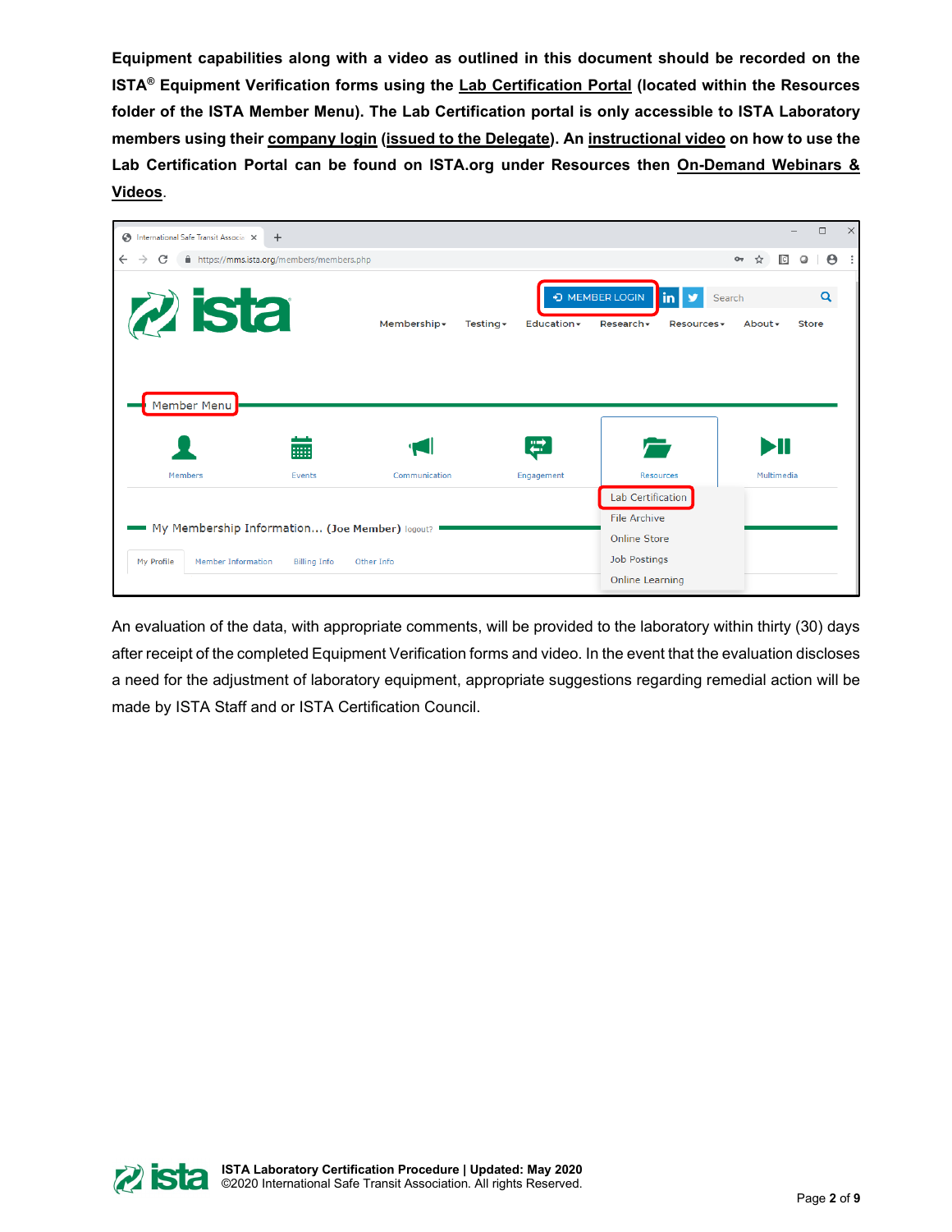**Equipment capabilities along with a video as outlined in this document should be recorded on the ISTA® Equipment Verification forms using the Lab Certification Portal (located within the Resources folder of the ISTA Member Menu). The Lab Certification portal is only accessible to ISTA Laboratory members using their company login (issued to the Delegate). An instructional video on how to use the Lab Certification Portal can be found on ISTA.org under Resources then On-Demand Webinars & Videos.**

An evaluation of the data, with appropriate comments, will be provided to the laboratory within thirty (30) days after receipt of the completed Equipment Verification forms and video. In the event that the evaluation discloses a need for the adjustment of laboratory equipment, appropriate suggestions regarding remedial action will be made by ISTA Staff and or ISTA Certification Council.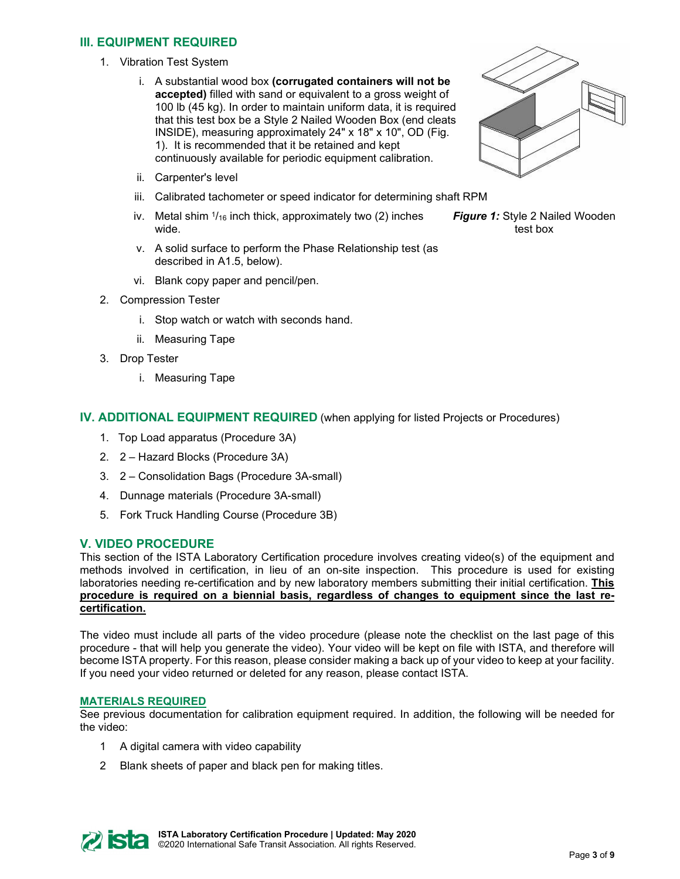## III. EQUIPMENT REQUIRED

1. Vibration Test System

   i. A substantial wood box **(corrugated containers will not be accepted)** filled with sand or equivalent to a gross weight of 100 lb (45 kg). In order to maintain uniform data, it is required that this test box be a Style 2 Nailed Wooden Box (end cleats INSIDE), measuring approximately 24" x 18" x 10", OD (Fig. 1). It is recommended that it be retained and kept continuously available for periodic equipment calibration.

   ii. Carpenter's level

   iii. Calibrated tachometer or speed indicator for determining shaft RPM

   iv. Metal shim 1/16 inch thick, approximately two (2) inches wide.

   v. A solid surface to perform the Phase Relationship test (as described in A1.5, below).

   vi. Blank copy paper and pencil/pen.

***Figure 1:*** Style 2 Nailed Wooden test box

2. Compression Tester

   i. Stop watch or watch with seconds hand.

   ii. Measuring Tape

3. Drop Tester

   i. Measuring Tape

## IV. ADDITIONAL EQUIPMENT REQUIRED (when applying for listed Projects or Procedures)

1. Top Load apparatus (Procedure 3A)
2. 2 – Hazard Blocks (Procedure 3A)
3. 2 – Consolidation Bags (Procedure 3A-small)
4. Dunnage materials (Procedure 3A-small)
5. Fork Truck Handling Course (Procedure 3B)

## V. VIDEO PROCEDURE

This section of the ISTA Laboratory Certification procedure involves creating video(s) of the equipment and methods involved in certification, in lieu of an on-site inspection. This procedure is used for existing laboratories needing re-certification and by new laboratory members submitting their initial certification. **This procedure is required on a biennial basis, regardless of changes to equipment since the last re-certification.**

The video must include all parts of the video procedure (please note the checklist on the last page of this procedure - that will help you generate the video). Your video will be kept on file with ISTA, and therefore will become ISTA property. For this reason, please consider making a back up of your video to keep at your facility. If you need your video returned or deleted for any reason, please contact ISTA.

### MATERIALS REQUIRED

See previous documentation for calibration equipment required. In addition, the following will be needed for the video:

1. A digital camera with video capability
2. Blank sheets of paper and black pen for making titles.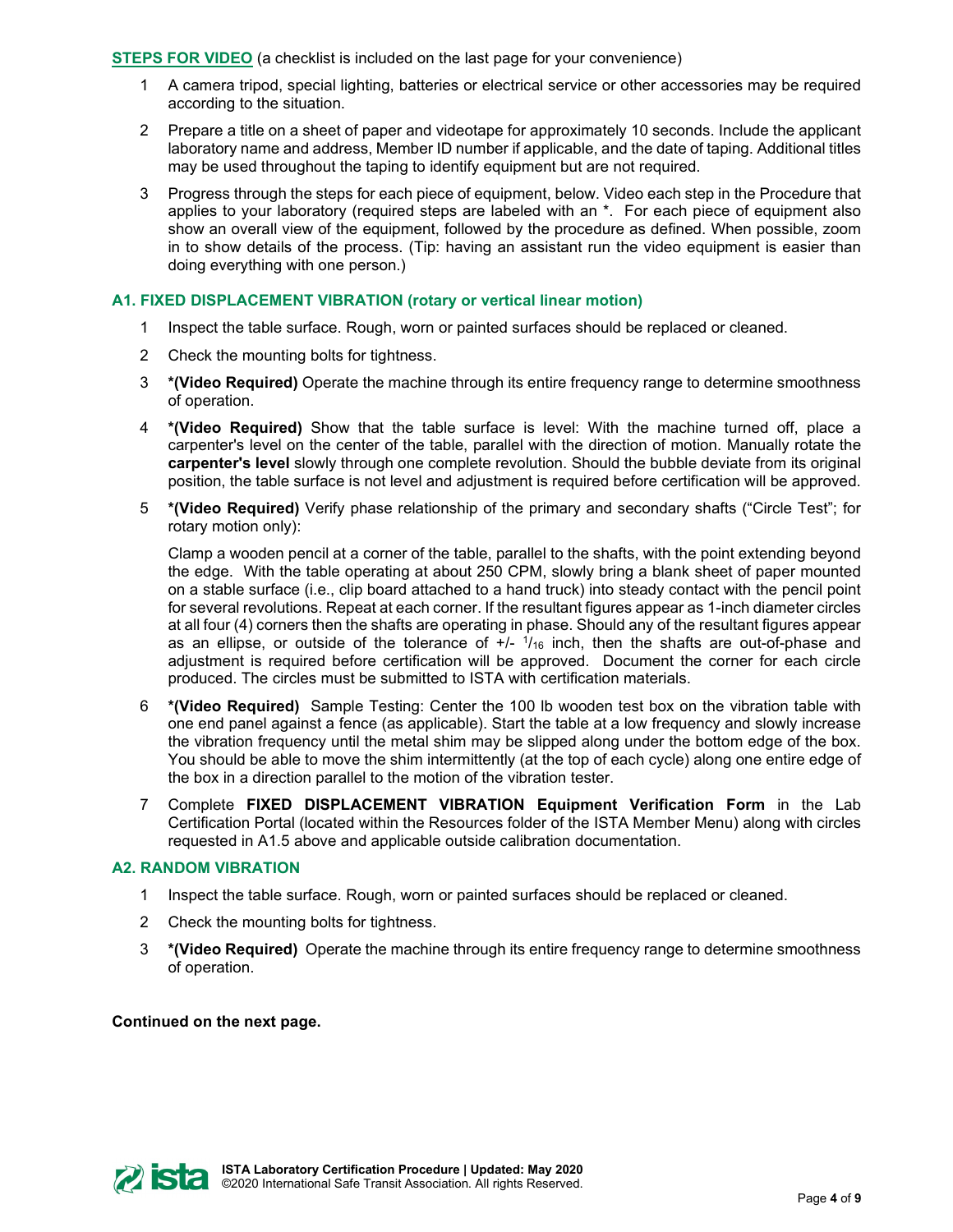**STEPS FOR VIDEO** (a checklist is included on the last page for your convenience)

1. A camera tripod, special lighting, batteries or electrical service or other accessories may be required according to the situation.
2. Prepare a title on a sheet of paper and videotape for approximately 10 seconds. Include the applicant laboratory name and address, Member ID number if applicable, and the date of taping. Additional titles may be used throughout the taping to identify equipment but are not required.
3. Progress through the steps for each piece of equipment, below. Video each step in the Procedure that applies to your laboratory (required steps are labeled with an *. For each piece of equipment also show an overall view of the equipment, followed by the procedure as defined. When possible, zoom in to show details of the process. (Tip: having an assistant run the video equipment is easier than doing everything with one person.)

### A1. FIXED DISPLACEMENT VIBRATION (rotary or vertical linear motion)

1. Inspect the table surface. Rough, worn or painted surfaces should be replaced or cleaned.
2. Check the mounting bolts for tightness.
3. **\*(Video Required)** Operate the machine through its entire frequency range to determine smoothness of operation.
4. **\*(Video Required)** Show that the table surface is level: With the machine turned off, place a carpenter's level on the center of the table, parallel with the direction of motion. Manually rotate the **carpenter's level** slowly through one complete revolution. Should the bubble deviate from its original position, the table surface is not level and adjustment is required before certification will be approved.
5. **\*(Video Required)** Verify phase relationship of the primary and secondary shafts ("Circle Test"; for rotary motion only):

   Clamp a wooden pencil at a corner of the table, parallel to the shafts, with the point extending beyond the edge. With the table operating at about 250 CPM, slowly bring a blank sheet of paper mounted on a stable surface (i.e., clip board attached to a hand truck) into steady contact with the pencil point for several revolutions. Repeat at each corner. If the resultant figures appear as 1-inch diameter circles at all four (4) corners then the shafts are operating in phase. Should any of the resultant figures appear as an ellipse, or outside of the tolerance of +/- $^{1}/_{16}$ inch, then the shafts are out-of-phase and adjustment is required before certification will be approved. Document the corner for each circle produced. The circles must be submitted to ISTA with certification materials.
6. **\*(Video Required)** Sample Testing: Center the 100 lb wooden test box on the vibration table with one end panel against a fence (as applicable). Start the table at a low frequency and slowly increase the vibration frequency until the metal shim may be slipped along under the bottom edge of the box. You should be able to move the shim intermittently (at the top of each cycle) along one entire edge of the box in a direction parallel to the motion of the vibration tester.
7. Complete **FIXED DISPLACEMENT VIBRATION Equipment Verification Form** in the Lab Certification Portal (located within the Resources folder of the ISTA Member Menu) along with circles requested in A1.5 above and applicable outside calibration documentation.

### A2. RANDOM VIBRATION

1. Inspect the table surface. Rough, worn or painted surfaces should be replaced or cleaned.
2. Check the mounting bolts for tightness.
3. **\*(Video Required)** Operate the machine through its entire frequency range to determine smoothness of operation.

**Continued on the next page.**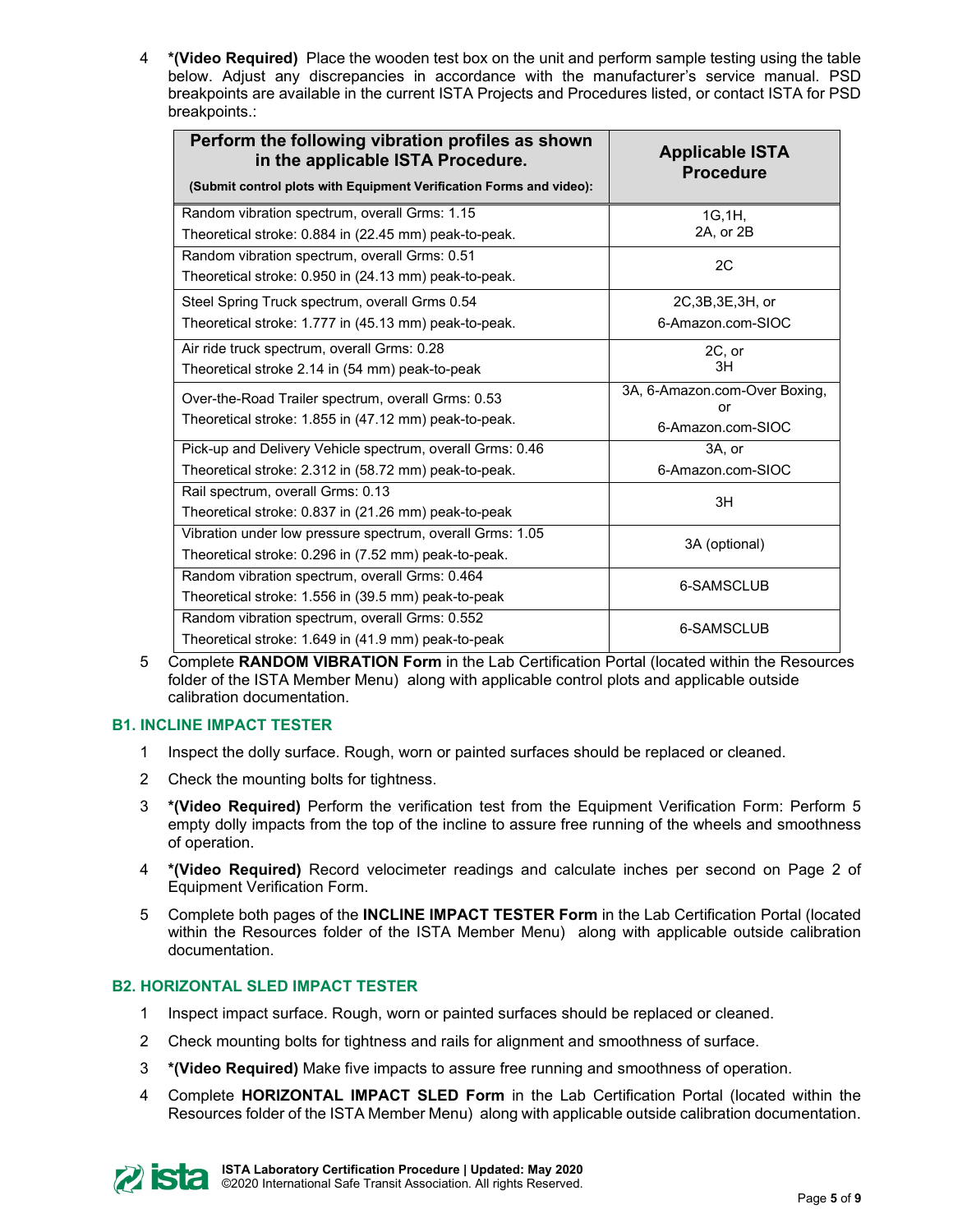4 **\*(Video Required)** Place the wooden test box on the unit and perform sample testing using the table below. Adjust any discrepancies in accordance with the manufacturer's service manual. PSD breakpoints are available in the current ISTA Projects and Procedures listed, or contact ISTA for PSD breakpoints.:

| **Perform the following vibration profiles as shown in the applicable ISTA Procedure.** **(Submit control plots with Equipment Verification Forms and video):** | **Applicable ISTA Procedure** |
|---|---|
| Random vibration spectrum, overall Grms: 1.15<br>Theoretical stroke: 0.884 in (22.45 mm) peak-to-peak. | 1G,1H, 2A, or 2B |
| Random vibration spectrum, overall Grms: 0.51<br>Theoretical stroke: 0.950 in (24.13 mm) peak-to-peak. | 2C |
| Steel Spring Truck spectrum, overall Grms 0.54<br>Theoretical stroke: 1.777 in (45.13 mm) peak-to-peak. | 2C,3B,3E,3H, or 6-Amazon.com-SIOC |
| Air ride truck spectrum, overall Grms: 0.28<br>Theoretical stroke 2.14 in (54 mm) peak-to-peak | 2C, or 3H |
| Over-the-Road Trailer spectrum, overall Grms: 0.53<br>Theoretical stroke: 1.855 in (47.12 mm) peak-to-peak. | 3A, 6-Amazon.com-Over Boxing, or 6-Amazon.com-SIOC |
| Pick-up and Delivery Vehicle spectrum, overall Grms: 0.46<br>Theoretical stroke: 2.312 in (58.72 mm) peak-to-peak. | 3A, or 6-Amazon.com-SIOC |
| Rail spectrum, overall Grms: 0.13<br>Theoretical stroke: 0.837 in (21.26 mm) peak-to-peak | 3H |
| Vibration under low pressure spectrum, overall Grms: 1.05<br>Theoretical stroke: 0.296 in (7.52 mm) peak-to-peak. | 3A (optional) |
| Random vibration spectrum, overall Grms: 0.464<br>Theoretical stroke: 1.556 in (39.5 mm) peak-to-peak | 6-SAMSCLUB |
| Random vibration spectrum, overall Grms: 0.552<br>Theoretical stroke: 1.649 in (41.9 mm) peak-to-peak | 6-SAMSCLUB |

5 Complete **RANDOM VIBRATION Form** in the Lab Certification Portal (located within the Resources folder of the ISTA Member Menu) along with applicable control plots and applicable outside calibration documentation.

### B1. INCLINE IMPACT TESTER

1 Inspect the dolly surface. Rough, worn or painted surfaces should be replaced or cleaned.

2 Check the mounting bolts for tightness.

3 **\*(Video Required)** Perform the verification test from the Equipment Verification Form: Perform 5 empty dolly impacts from the top of the incline to assure free running of the wheels and smoothness of operation.

4 **\*(Video Required)** Record velocimeter readings and calculate inches per second on Page 2 of Equipment Verification Form.

5 Complete both pages of the **INCLINE IMPACT TESTER Form** in the Lab Certification Portal (located within the Resources folder of the ISTA Member Menu) along with applicable outside calibration documentation.

### B2. HORIZONTAL SLED IMPACT TESTER

1 Inspect impact surface. Rough, worn or painted surfaces should be replaced or cleaned.

2 Check mounting bolts for tightness and rails for alignment and smoothness of surface.

3 **\*(Video Required)** Make five impacts to assure free running and smoothness of operation.

4 Complete **HORIZONTAL IMPACT SLED Form** in the Lab Certification Portal (located within the Resources folder of the ISTA Member Menu) along with applicable outside calibration documentation.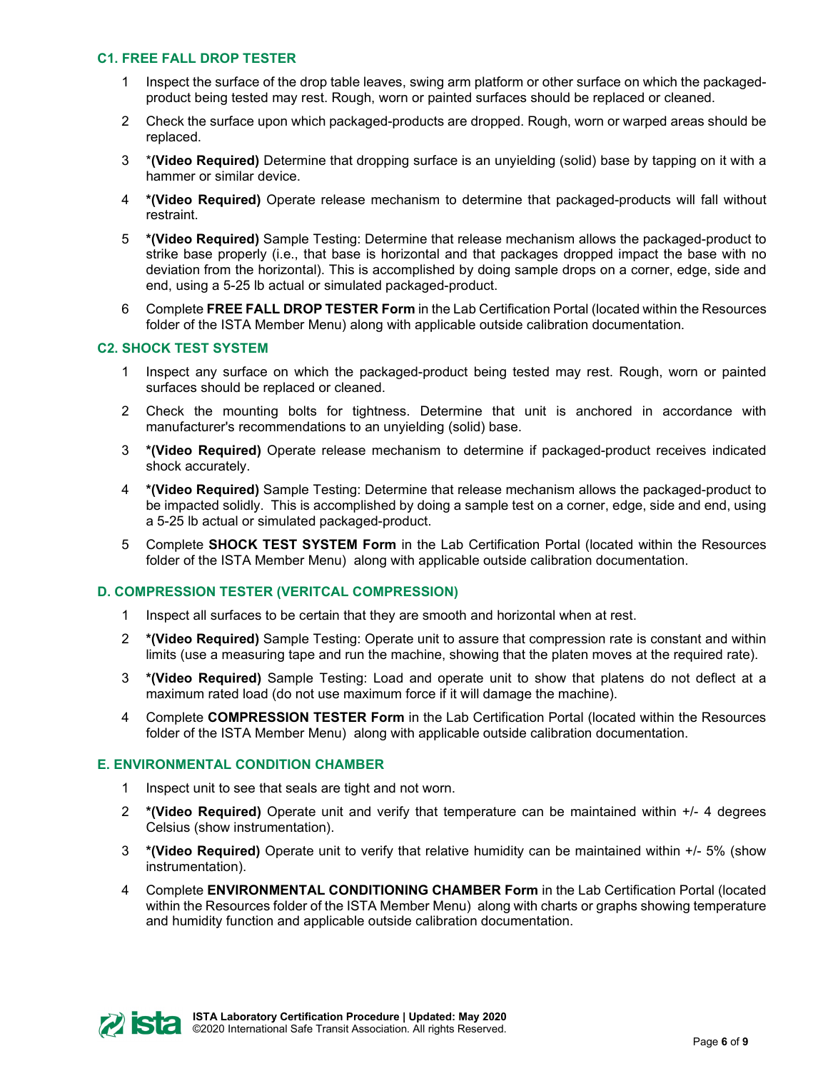### C1. FREE FALL DROP TESTER

1. Inspect the surface of the drop table leaves, swing arm platform or other surface on which the packaged-product being tested may rest. Rough, worn or painted surfaces should be replaced or cleaned.
2. Check the surface upon which packaged-products are dropped. Rough, worn or warped areas should be replaced.
3. ***(Video Required)** Determine that dropping surface is an unyielding (solid) base by tapping on it with a hammer or similar device.
4. ***(Video Required)** Operate release mechanism to determine that packaged-products will fall without restraint.
5. ***(Video Required)** Sample Testing: Determine that release mechanism allows the packaged-product to strike base properly (i.e., that base is horizontal and that packages dropped impact the base with no deviation from the horizontal). This is accomplished by doing sample drops on a corner, edge, side and end, using a 5-25 lb actual or simulated packaged-product.
6. Complete **FREE FALL DROP TESTER Form** in the Lab Certification Portal (located within the Resources folder of the ISTA Member Menu) along with applicable outside calibration documentation.

### C2. SHOCK TEST SYSTEM

1. Inspect any surface on which the packaged-product being tested may rest. Rough, worn or painted surfaces should be replaced or cleaned.
2. Check the mounting bolts for tightness. Determine that unit is anchored in accordance with manufacturer's recommendations to an unyielding (solid) base.
3. ***(Video Required)** Operate release mechanism to determine if packaged-product receives indicated shock accurately.
4. ***(Video Required)** Sample Testing: Determine that release mechanism allows the packaged-product to be impacted solidly. This is accomplished by doing a sample test on a corner, edge, side and end, using a 5-25 lb actual or simulated packaged-product.
5. Complete **SHOCK TEST SYSTEM Form** in the Lab Certification Portal (located within the Resources folder of the ISTA Member Menu) along with applicable outside calibration documentation.

### D. COMPRESSION TESTER (VERITCAL COMPRESSION)

1. Inspect all surfaces to be certain that they are smooth and horizontal when at rest.
2. ***(Video Required)** Sample Testing: Operate unit to assure that compression rate is constant and within limits (use a measuring tape and run the machine, showing that the platen moves at the required rate).
3. ***(Video Required)** Sample Testing: Load and operate unit to show that platens do not deflect at a maximum rated load (do not use maximum force if it will damage the machine).
4. Complete **COMPRESSION TESTER Form** in the Lab Certification Portal (located within the Resources folder of the ISTA Member Menu) along with applicable outside calibration documentation.

### E. ENVIRONMENTAL CONDITION CHAMBER

1. Inspect unit to see that seals are tight and not worn.
2. ***(Video Required)** Operate unit and verify that temperature can be maintained within +/- 4 degrees Celsius (show instrumentation).
3. ***(Video Required)** Operate unit to verify that relative humidity can be maintained within +/- 5% (show instrumentation).
4. Complete **ENVIRONMENTAL CONDITIONING CHAMBER Form** in the Lab Certification Portal (located within the Resources folder of the ISTA Member Menu) along with charts or graphs showing temperature and humidity function and applicable outside calibration documentation.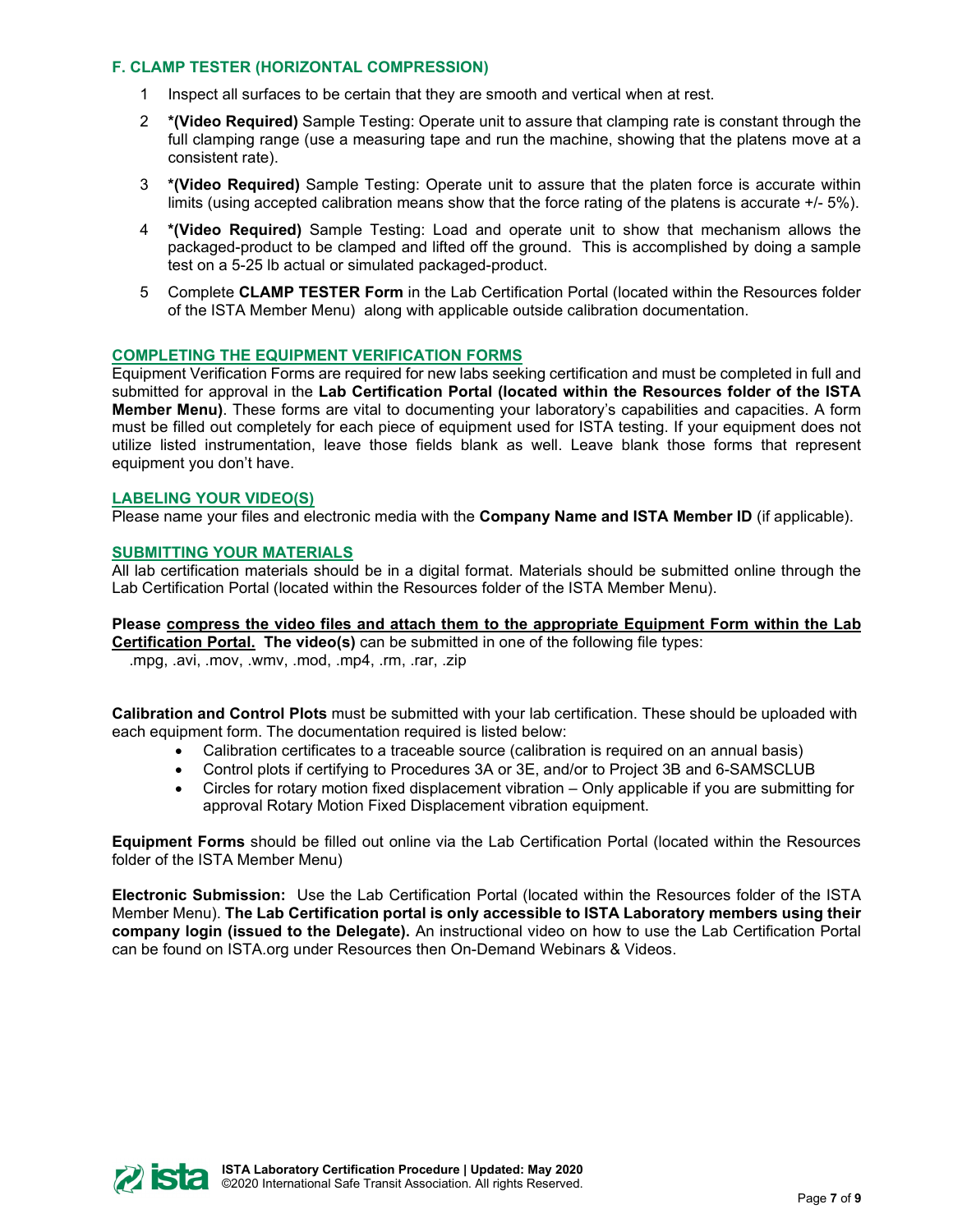### F. CLAMP TESTER (HORIZONTAL COMPRESSION)

1. Inspect all surfaces to be certain that they are smooth and vertical when at rest.
2. ***(Video Required)** Sample Testing: Operate unit to assure that clamping rate is constant through the full clamping range (use a measuring tape and run the machine, showing that the platens move at a consistent rate).
3. ***(Video Required)** Sample Testing: Operate unit to assure that the platen force is accurate within limits (using accepted calibration means show that the force rating of the platens is accurate +/- 5%).
4. ***(Video Required)** Sample Testing: Load and operate unit to show that mechanism allows the packaged-product to be clamped and lifted off the ground. This is accomplished by doing a sample test on a 5-25 lb actual or simulated packaged-product.
5. Complete **CLAMP TESTER Form** in the Lab Certification Portal (located within the Resources folder of the ISTA Member Menu) along with applicable outside calibration documentation.

### COMPLETING THE EQUIPMENT VERIFICATION FORMS

Equipment Verification Forms are required for new labs seeking certification and must be completed in full and submitted for approval in the **Lab Certification Portal (located within the Resources folder of the ISTA Member Menu)**. These forms are vital to documenting your laboratory's capabilities and capacities. A form must be filled out completely for each piece of equipment used for ISTA testing. If your equipment does not utilize listed instrumentation, leave those fields blank as well. Leave blank those forms that represent equipment you don't have.

### LABELING YOUR VIDEO(S)

Please name your files and electronic media with the **Company Name and ISTA Member ID** (if applicable).

### SUBMITTING YOUR MATERIALS

All lab certification materials should be in a digital format. Materials should be submitted online through the Lab Certification Portal (located within the Resources folder of the ISTA Member Menu).

**Please compress the video files and attach them to the appropriate Equipment Form within the Lab Certification Portal. The video(s)** can be submitted in one of the following file types:
.mpg, .avi, .mov, .wmv, .mod, .mp4, .rm, .rar, .zip

**Calibration and Control Plots** must be submitted with your lab certification. These should be uploaded with each equipment form. The documentation required is listed below:

- Calibration certificates to a traceable source (calibration is required on an annual basis)
- Control plots if certifying to Procedures 3A or 3E, and/or to Project 3B and 6-SAMSCLUB
- Circles for rotary motion fixed displacement vibration – Only applicable if you are submitting for approval Rotary Motion Fixed Displacement vibration equipment.

**Equipment Forms** should be filled out online via the Lab Certification Portal (located within the Resources folder of the ISTA Member Menu)

**Electronic Submission:** Use the Lab Certification Portal (located within the Resources folder of the ISTA Member Menu). **The Lab Certification portal is only accessible to ISTA Laboratory members using their company login (issued to the Delegate).** An instructional video on how to use the Lab Certification Portal can be found on ISTA.org under Resources then On-Demand Webinars & Videos.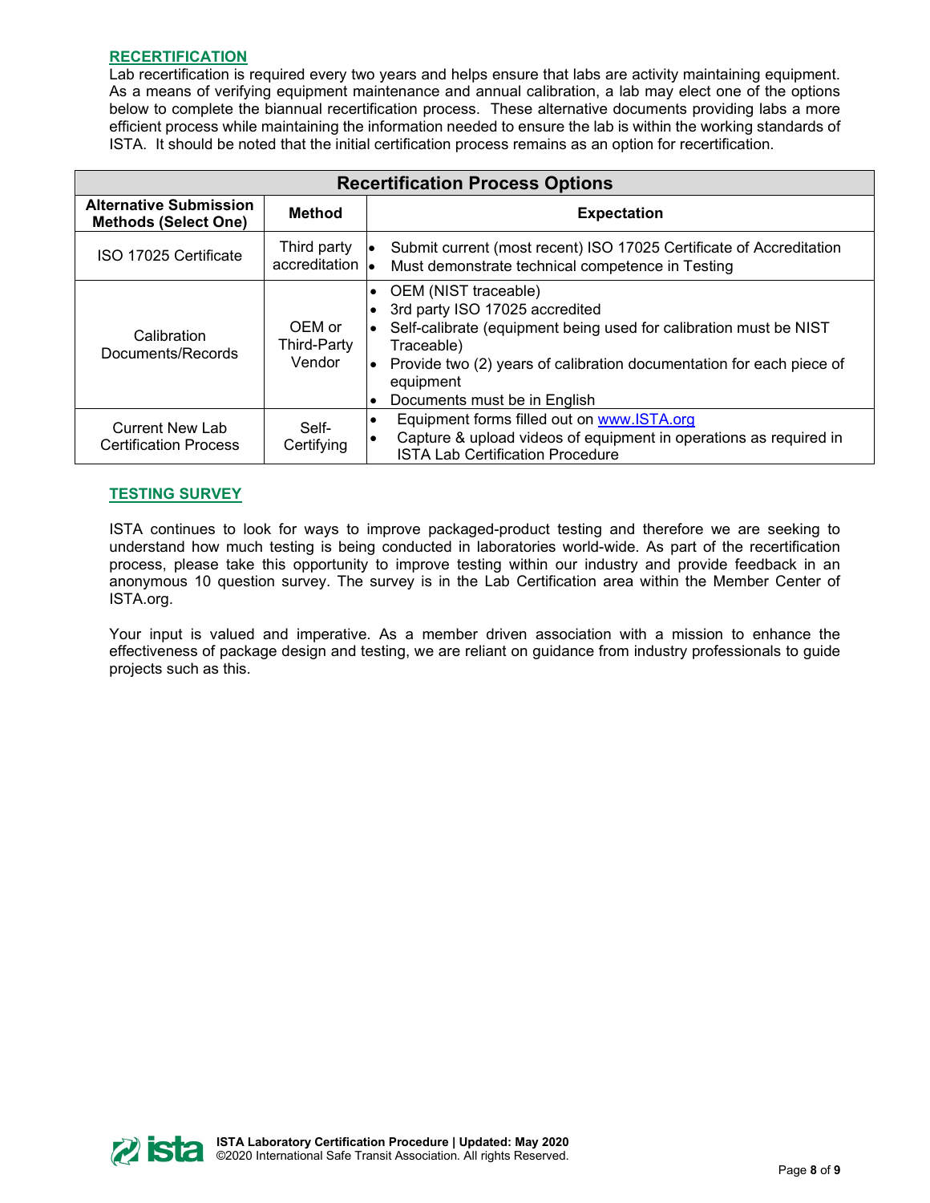## RECERTIFICATION

Lab recertification is required every two years and helps ensure that labs are activity maintaining equipment. As a means of verifying equipment maintenance and annual calibration, a lab may elect one of the options below to complete the biannual recertification process. These alternative documents providing labs a more efficient process while maintaining the information needed to ensure the lab is within the working standards of ISTA. It should be noted that the initial certification process remains as an option for recertification.

| Recertification Process Options | | |
|---|---|---|
| **Alternative Submission Methods (Select One)** | **Method** | **Expectation** |
| ISO 17025 Certificate | Third party accreditation | • Submit current (most recent) ISO 17025 Certificate of Accreditation<br>• Must demonstrate technical competence in Testing |
| Calibration Documents/Records | OEM or Third-Party Vendor | • OEM (NIST traceable)<br>• 3rd party ISO 17025 accredited<br>• Self-calibrate (equipment being used for calibration must be NIST Traceable)<br>• Provide two (2) years of calibration documentation for each piece of equipment<br>• Documents must be in English |
| Current New Lab Certification Process | Self-Certifying | • Equipment forms filled out on www.ISTA.org<br>• Capture & upload videos of equipment in operations as required in ISTA Lab Certification Procedure |

## TESTING SURVEY

ISTA continues to look for ways to improve packaged-product testing and therefore we are seeking to understand how much testing is being conducted in laboratories world-wide. As part of the recertification process, please take this opportunity to improve testing within our industry and provide feedback in an anonymous 10 question survey. The survey is in the Lab Certification area within the Member Center of ISTA.org.

Your input is valued and imperative. As a member driven association with a mission to enhance the effectiveness of package design and testing, we are reliant on guidance from industry professionals to guide projects such as this.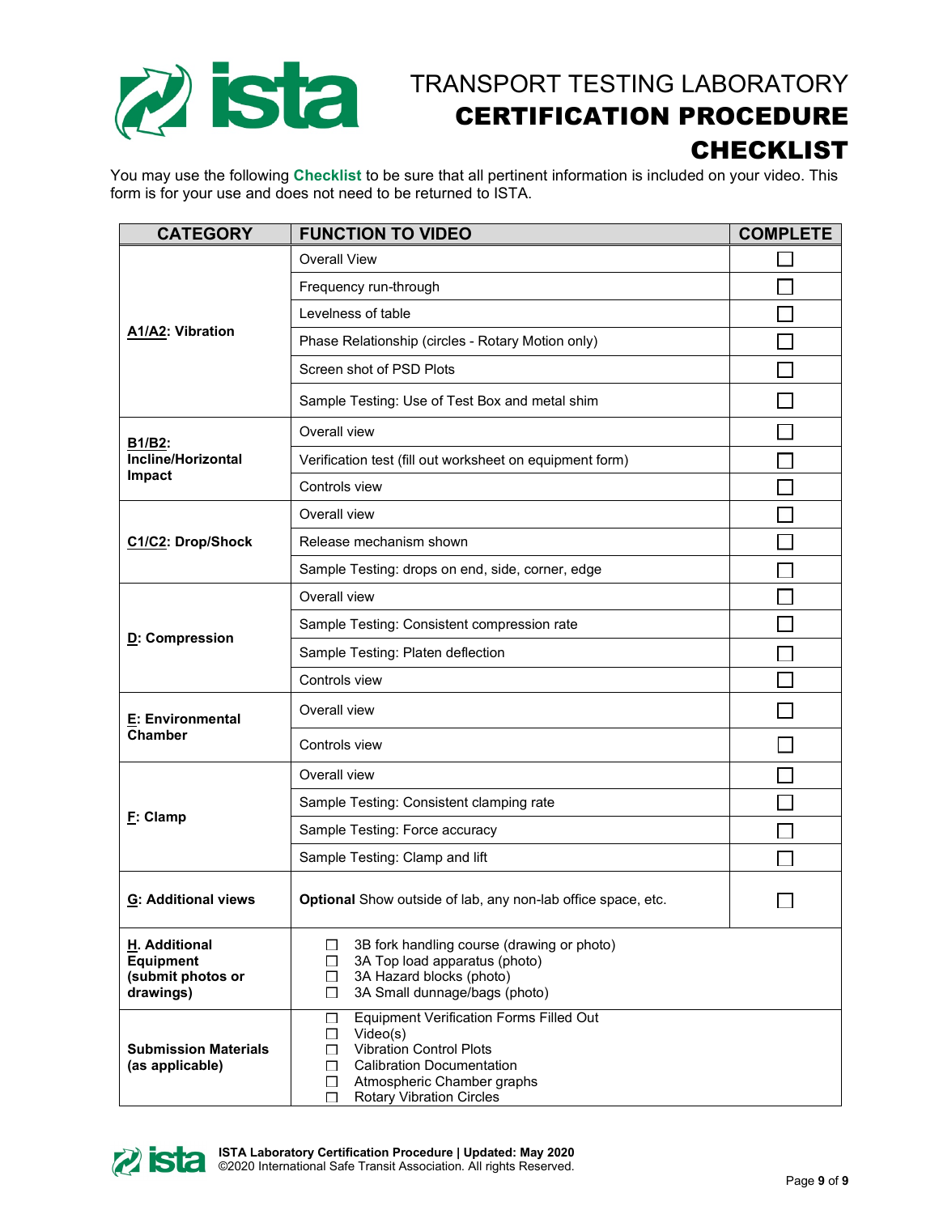# TRANSPORT TESTING LABORATORY
# CERTIFICATION PROCEDURE CHECKLIST

You may use the following **Checklist** to be sure that all pertinent information is included on your video. This form is for your use and does not need to be returned to ISTA.

| CATEGORY | FUNCTION TO VIDEO | COMPLETE |
|---|---|---|
| **A1/A2: Vibration** | Overall View | ☐ |
| | Frequency run-through | ☐ |
| | Levelness of table | ☐ |
| | Phase Relationship (circles - Rotary Motion only) | ☐ |
| | Screen shot of PSD Plots | ☐ |
| | Sample Testing: Use of Test Box and metal shim | ☐ |
| **B1/B2: Incline/Horizontal Impact** | Overall view | ☐ |
| | Verification test (fill out worksheet on equipment form) | ☐ |
| | Controls view | ☐ |
| **C1/C2: Drop/Shock** | Overall view | ☐ |
| | Release mechanism shown | ☐ |
| | Sample Testing: drops on end, side, corner, edge | ☐ |
| **D: Compression** | Overall view | ☐ |
| | Sample Testing: Consistent compression rate | ☐ |
| | Sample Testing: Platen deflection | ☐ |
| | Controls view | ☐ |
| **E: Environmental Chamber** | Overall view | ☐ |
| | Controls view | ☐ |
| **F: Clamp** | Overall view | ☐ |
| | Sample Testing: Consistent clamping rate | ☐ |
| | Sample Testing: Force accuracy | ☐ |
| | Sample Testing: Clamp and lift | ☐ |
| **G: Additional views** | **Optional** Show outside of lab, any non-lab office space, etc. | ☐ |
| **H. Additional Equipment (submit photos or drawings)** | ☐ 3B fork handling course (drawing or photo)<br>☐ 3A Top load apparatus (photo)<br>☐ 3A Hazard blocks (photo)<br>☐ 3A Small dunnage/bags (photo) | |
| **Submission Materials (as applicable)** | ☐ Equipment Verification Forms Filled Out<br>☐ Video(s)<br>☐ Vibration Control Plots<br>☐ Calibration Documentation<br>☐ Atmospheric Chamber graphs<br>☐ Rotary Vibration Circles | |

**ISTA Laboratory Certification Procedure | Updated: May 2020**
©2020 International Safe Transit Association. All rights Reserved.